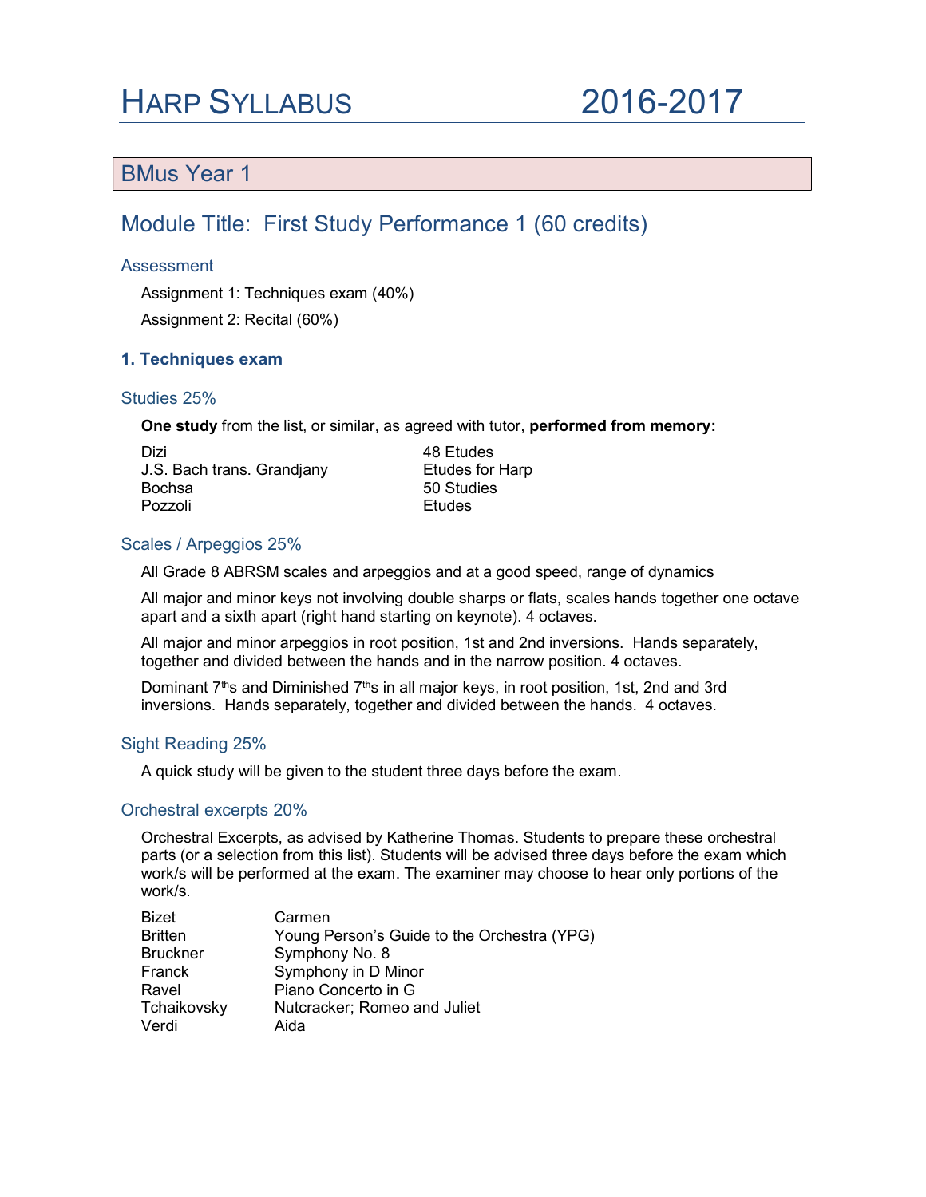# Harp Syllabus 2016-2017

## BMus Year 1

## Module Title: First Study Performance 1 (60 credits)

### Assessment

Assignment 1: Techniques exam (40%)

Assignment 2: Recital (60%)

### 1. Techniques exam

#### Studies 25%

**One study** from the list, or similar, as agreed with tutor, **performed from memory:**

| | |
|---|---|
| Dizi | 48 Etudes |
| J.S. Bach trans. Grandjany | Etudes for Harp |
| Bochsa | 50 Studies |
| Pozzoli | Etudes |

#### Scales / Arpeggios 25%

All Grade 8 ABRSM scales and arpeggios and at a good speed, range of dynamics

All major and minor keys not involving double sharps or flats, scales hands together one octave apart and a sixth apart (right hand starting on keynote). 4 octaves.

All major and minor arpeggios in root position, 1st and 2nd inversions. Hands separately, together and divided between the hands and in the narrow position. 4 octaves.

Dominant 7ths and Diminished 7ths in all major keys, in root position, 1st, 2nd and 3rd inversions. Hands separately, together and divided between the hands. 4 octaves.

#### Sight Reading 25%

A quick study will be given to the student three days before the exam.

#### Orchestral excerpts 20%

Orchestral Excerpts, as advised by Katherine Thomas. Students to prepare these orchestral parts (or a selection from this list). Students will be advised three days before the exam which work/s will be performed at the exam. The examiner may choose to hear only portions of the work/s.

| | |
|---|---|
| Bizet | Carmen |
| Britten | Young Person's Guide to the Orchestra (YPG) |
| Bruckner | Symphony No. 8 |
| Franck | Symphony in D Minor |
| Ravel | Piano Concerto in G |
| Tchaikovsky | Nutcracker; Romeo and Juliet |
| Verdi | Aida |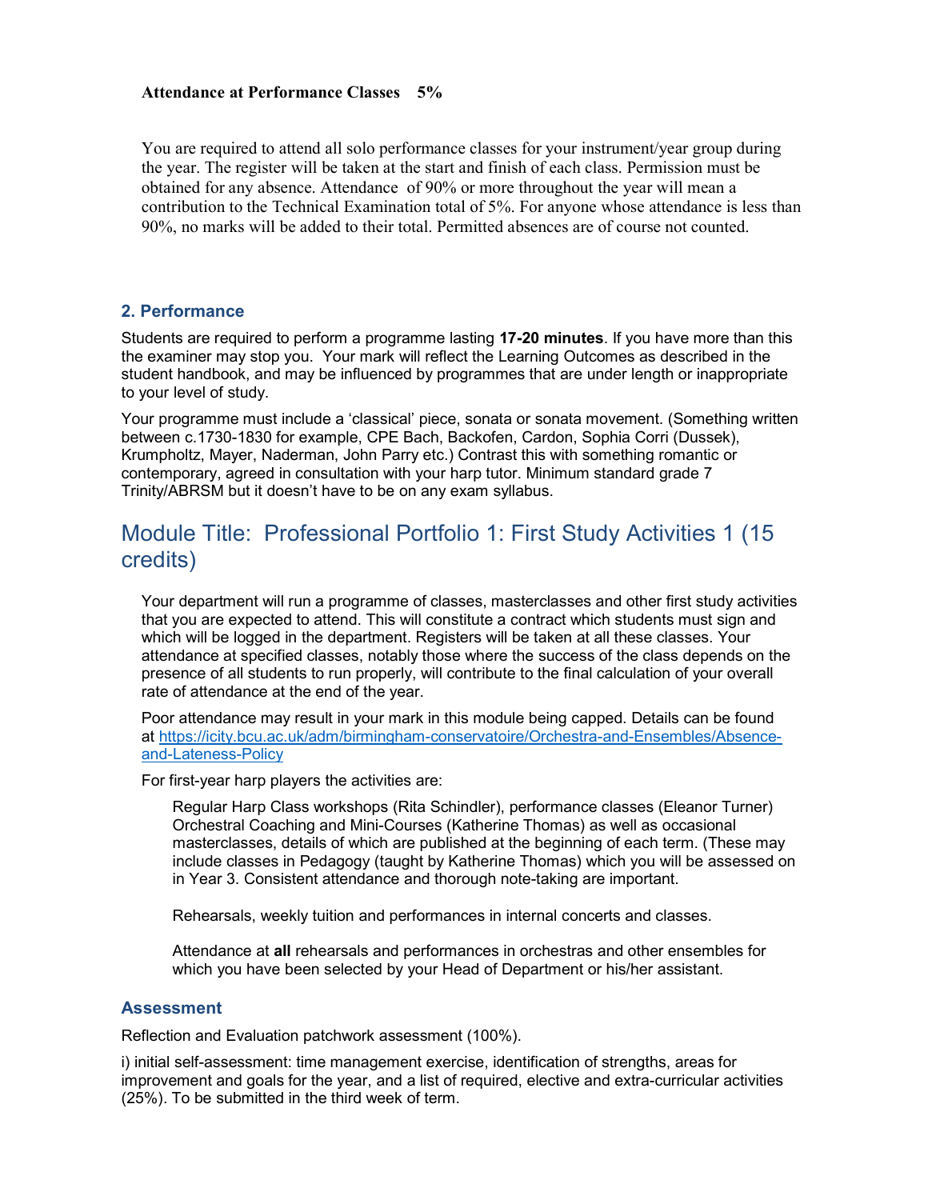**Attendance at Performance Classes 5%**

You are required to attend all solo performance classes for your instrument/year group during the year. The register will be taken at the start and finish of each class. Permission must be obtained for any absence. Attendance of 90% or more throughout the year will mean a contribution to the Technical Examination total of 5%. For anyone whose attendance is less than 90%, no marks will be added to their total. Permitted absences are of course not counted.

### 2. Performance

Students are required to perform a programme lasting **17-20 minutes**. If you have more than this the examiner may stop you. Your mark will reflect the Learning Outcomes as described in the student handbook, and may be influenced by programmes that are under length or inappropriate to your level of study.

Your programme must include a 'classical' piece, sonata or sonata movement. (Something written between c.1730-1830 for example, CPE Bach, Backofen, Cardon, Sophia Corri (Dussek), Krumpholtz, Mayer, Naderman, John Parry etc.) Contrast this with something romantic or contemporary, agreed in consultation with your harp tutor. Minimum standard grade 7 Trinity/ABRSM but it doesn't have to be on any exam syllabus.

## Module Title: Professional Portfolio 1: First Study Activities 1 (15 credits)

Your department will run a programme of classes, masterclasses and other first study activities that you are expected to attend. This will constitute a contract which students must sign and which will be logged in the department. Registers will be taken at all these classes. Your attendance at specified classes, notably those where the success of the class depends on the presence of all students to run properly, will contribute to the final calculation of your overall rate of attendance at the end of the year.

Poor attendance may result in your mark in this module being capped. Details can be found at https://icity.bcu.ac.uk/adm/birmingham-conservatoire/Orchestra-and-Ensembles/Absence-and-Lateness-Policy

For first-year harp players the activities are:

Regular Harp Class workshops (Rita Schindler), performance classes (Eleanor Turner) Orchestral Coaching and Mini-Courses (Katherine Thomas) as well as occasional masterclasses, details of which are published at the beginning of each term. (These may include classes in Pedagogy (taught by Katherine Thomas) which you will be assessed on in Year 3. Consistent attendance and thorough note-taking are important.

Rehearsals, weekly tuition and performances in internal concerts and classes.

Attendance at **all** rehearsals and performances in orchestras and other ensembles for which you have been selected by your Head of Department or his/her assistant.

### Assessment

Reflection and Evaluation patchwork assessment (100%).

i) initial self-assessment: time management exercise, identification of strengths, areas for improvement and goals for the year, and a list of required, elective and extra-curricular activities (25%). To be submitted in the third week of term.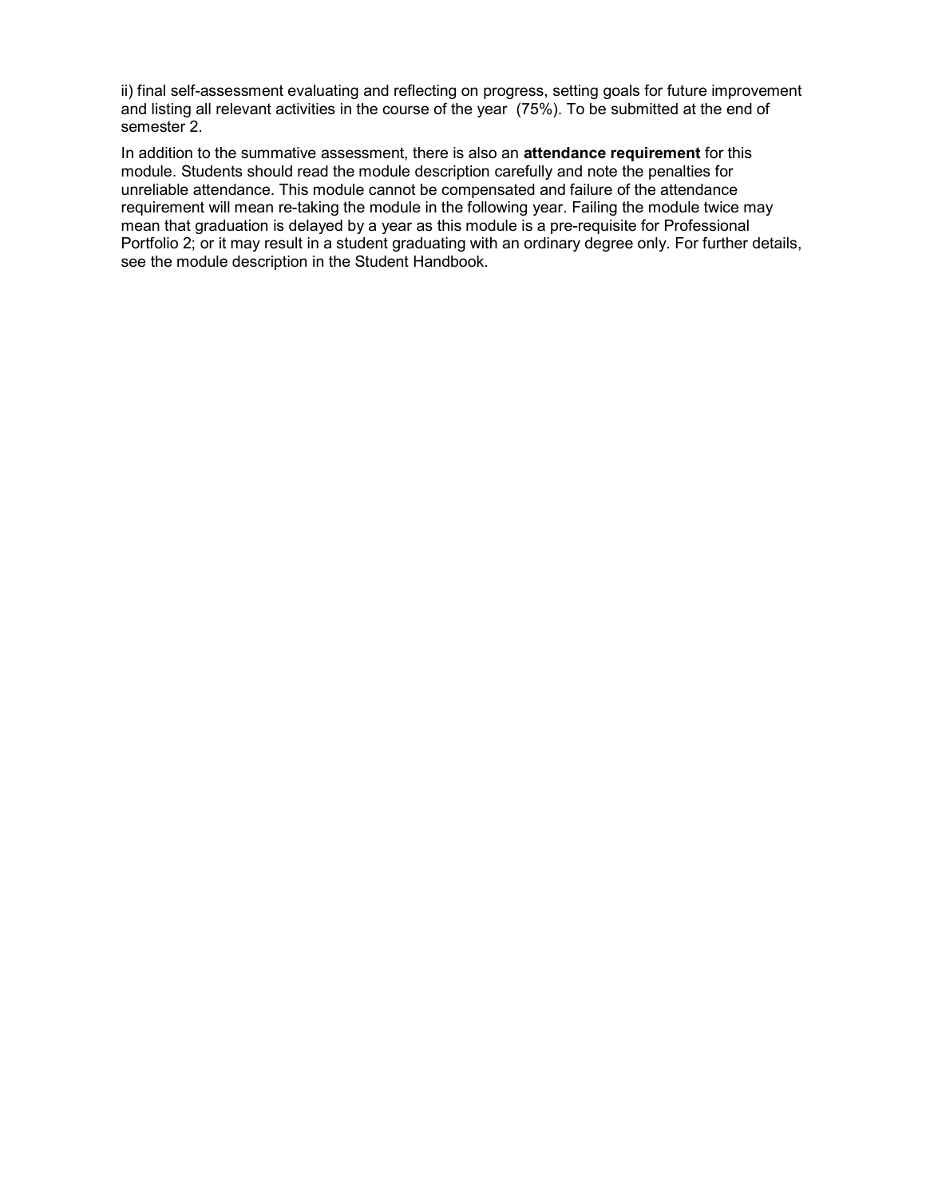ii) final self-assessment evaluating and reflecting on progress, setting goals for future improvement and listing all relevant activities in the course of the year (75%). To be submitted at the end of semester 2.

In addition to the summative assessment, there is also an **attendance requirement** for this module. Students should read the module description carefully and note the penalties for unreliable attendance. This module cannot be compensated and failure of the attendance requirement will mean re-taking the module in the following year. Failing the module twice may mean that graduation is delayed by a year as this module is a pre-requisite for Professional Portfolio 2; or it may result in a student graduating with an ordinary degree only. For further details, see the module description in the Student Handbook.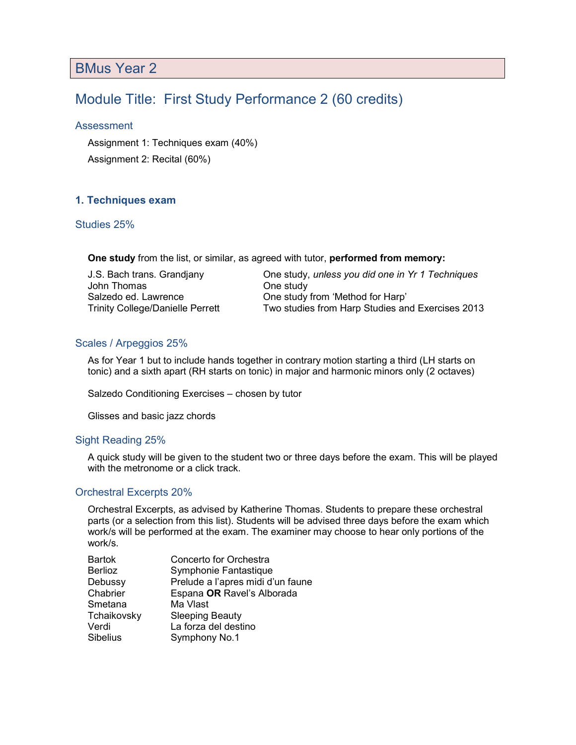# BMus Year 2

## Module Title: First Study Performance 2 (60 credits)

### Assessment

Assignment 1: Techniques exam (40%)

Assignment 2: Recital (60%)

### 1. Techniques exam

### Studies 25%

**One study** from the list, or similar, as agreed with tutor, **performed from memory:**

| | |
|---|---|
| J.S. Bach trans. Grandjany | One study, *unless you did one in Yr 1 Techniques* |
| John Thomas | One study |
| Salzedo ed. Lawrence | One study from 'Method for Harp' |
| Trinity College/Danielle Perrett | Two studies from Harp Studies and Exercises 2013 |

### Scales / Arpeggios 25%

As for Year 1 but to include hands together in contrary motion starting a third (LH starts on tonic) and a sixth apart (RH starts on tonic) in major and harmonic minors only (2 octaves)

Salzedo Conditioning Exercises – chosen by tutor

Glisses and basic jazz chords

### Sight Reading 25%

A quick study will be given to the student two or three days before the exam. This will be played with the metronome or a click track.

### Orchestral Excerpts 20%

Orchestral Excerpts, as advised by Katherine Thomas. Students to prepare these orchestral parts (or a selection from this list). Students will be advised three days before the exam which work/s will be performed at the exam. The examiner may choose to hear only portions of the work/s.

| | |
|---|---|
| Bartok | Concerto for Orchestra |
| Berlioz | Symphonie Fantastique |
| Debussy | Prelude a l'apres midi d'un faune |
| Chabrier | Espana **OR** Ravel's Alborada |
| Smetana | Ma Vlast |
| Tchaikovsky | Sleeping Beauty |
| Verdi | La forza del destino |
| Sibelius | Symphony No.1 |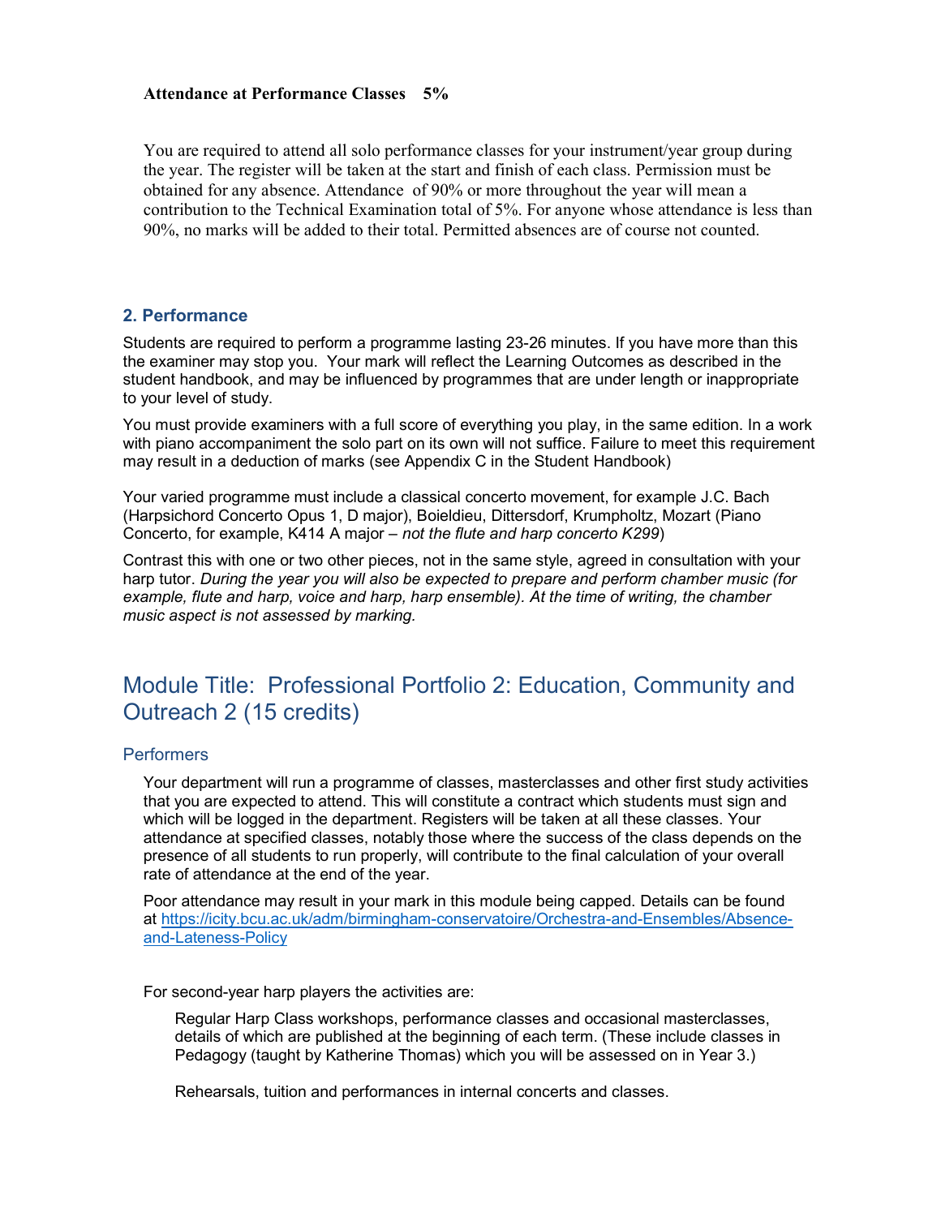**Attendance at Performance Classes 5%**

You are required to attend all solo performance classes for your instrument/year group during the year. The register will be taken at the start and finish of each class. Permission must be obtained for any absence. Attendance of 90% or more throughout the year will mean a contribution to the Technical Examination total of 5%. For anyone whose attendance is less than 90%, no marks will be added to their total. Permitted absences are of course not counted.

### 2. Performance

Students are required to perform a programme lasting 23-26 minutes. If you have more than this the examiner may stop you. Your mark will reflect the Learning Outcomes as described in the student handbook, and may be influenced by programmes that are under length or inappropriate to your level of study.

You must provide examiners with a full score of everything you play, in the same edition. In a work with piano accompaniment the solo part on its own will not suffice. Failure to meet this requirement may result in a deduction of marks (see Appendix C in the Student Handbook)

Your varied programme must include a classical concerto movement, for example J.C. Bach (Harpsichord Concerto Opus 1, D major), Boieldieu, Dittersdorf, Krumpholtz, Mozart (Piano Concerto, for example, K414 A major – *not the flute and harp concerto K299*)

Contrast this with one or two other pieces, not in the same style, agreed in consultation with your harp tutor. *During the year you will also be expected to prepare and perform chamber music (for example, flute and harp, voice and harp, harp ensemble). At the time of writing, the chamber music aspect is not assessed by marking.*

## Module Title: Professional Portfolio 2: Education, Community and Outreach 2 (15 credits)

### Performers

Your department will run a programme of classes, masterclasses and other first study activities that you are expected to attend. This will constitute a contract which students must sign and which will be logged in the department. Registers will be taken at all these classes. Your attendance at specified classes, notably those where the success of the class depends on the presence of all students to run properly, will contribute to the final calculation of your overall rate of attendance at the end of the year.

Poor attendance may result in your mark in this module being capped. Details can be found at https://icity.bcu.ac.uk/adm/birmingham-conservatoire/Orchestra-and-Ensembles/Absence-and-Lateness-Policy

For second-year harp players the activities are:

Regular Harp Class workshops, performance classes and occasional masterclasses, details of which are published at the beginning of each term. (These include classes in Pedagogy (taught by Katherine Thomas) which you will be assessed on in Year 3.)

Rehearsals, tuition and performances in internal concerts and classes.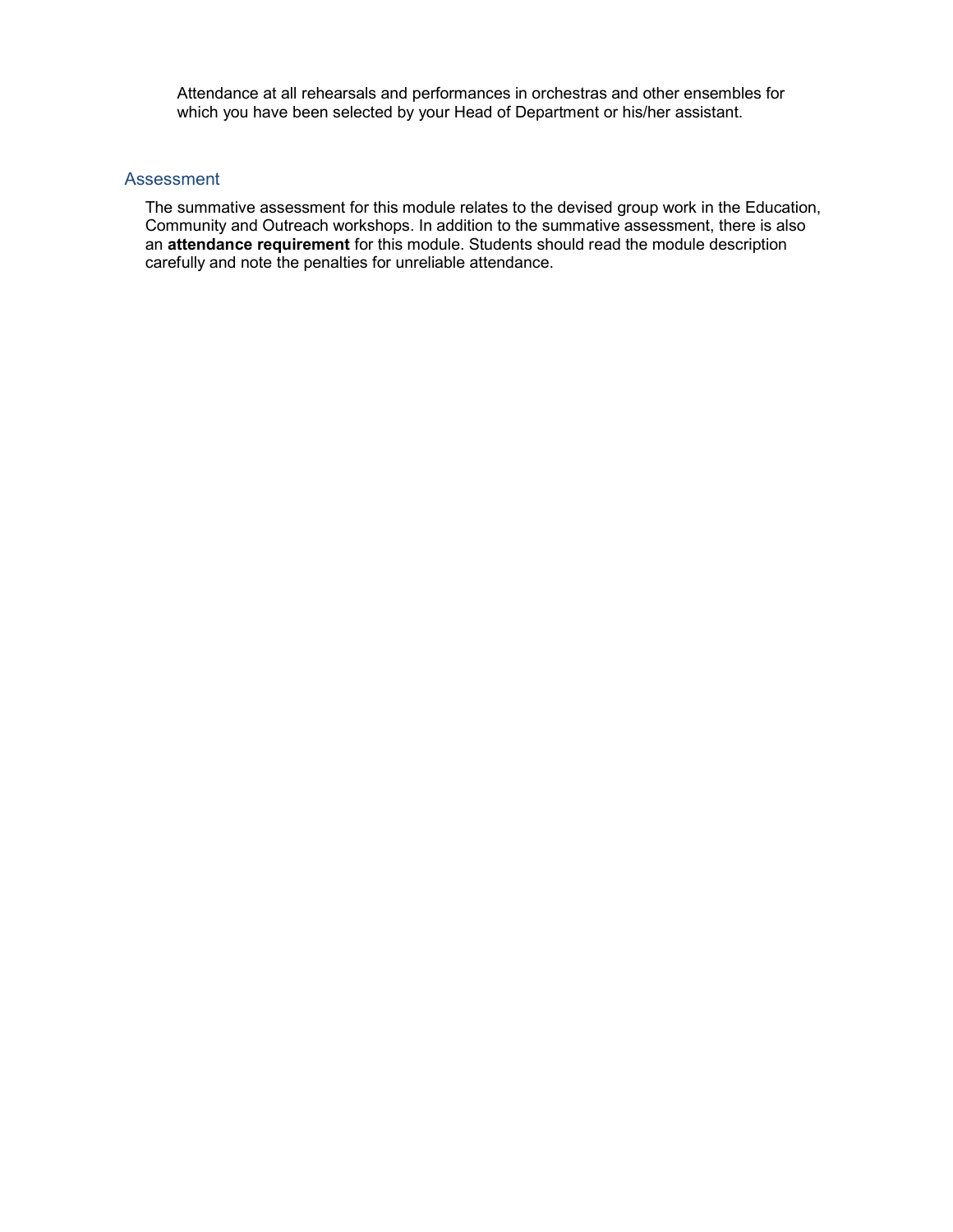Attendance at all rehearsals and performances in orchestras and other ensembles for which you have been selected by your Head of Department or his/her assistant.

## Assessment

The summative assessment for this module relates to the devised group work in the Education, Community and Outreach workshops. In addition to the summative assessment, there is also an **attendance requirement** for this module. Students should read the module description carefully and note the penalties for unreliable attendance.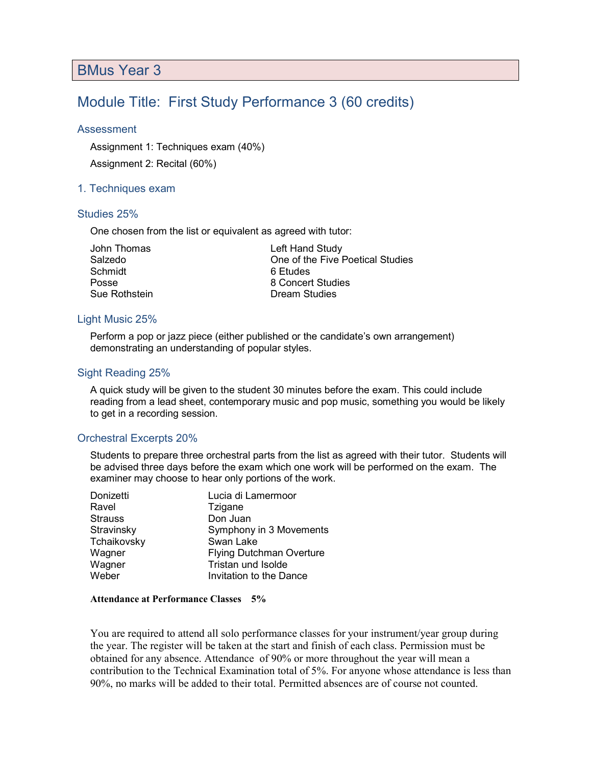# BMus Year 3

## Module Title: First Study Performance 3 (60 credits)

### Assessment

Assignment 1: Techniques exam (40%)

Assignment 2: Recital (60%)

### 1. Techniques exam

### Studies 25%

One chosen from the list or equivalent as agreed with tutor:

| | |
|---|---|
| John Thomas | Left Hand Study |
| Salzedo | One of the Five Poetical Studies |
| Schmidt | 6 Etudes |
| Posse | 8 Concert Studies |
| Sue Rothstein | Dream Studies |

### Light Music 25%

Perform a pop or jazz piece (either published or the candidate's own arrangement) demonstrating an understanding of popular styles.

### Sight Reading 25%

A quick study will be given to the student 30 minutes before the exam. This could include reading from a lead sheet, contemporary music and pop music, something you would be likely to get in a recording session.

### Orchestral Excerpts 20%

Students to prepare three orchestral parts from the list as agreed with their tutor. Students will be advised three days before the exam which one work will be performed on the exam. The examiner may choose to hear only portions of the work.

| | |
|---|---|
| Donizetti | Lucia di Lamermoor |
| Ravel | Tzigane |
| Strauss | Don Juan |
| Stravinsky | Symphony in 3 Movements |
| Tchaikovsky | Swan Lake |
| Wagner | Flying Dutchman Overture |
| Wagner | Tristan und Isolde |
| Weber | Invitation to the Dance |

**Attendance at Performance Classes 5%**

You are required to attend all solo performance classes for your instrument/year group during the year. The register will be taken at the start and finish of each class. Permission must be obtained for any absence. Attendance of 90% or more throughout the year will mean a contribution to the Technical Examination total of 5%. For anyone whose attendance is less than 90%, no marks will be added to their total. Permitted absences are of course not counted.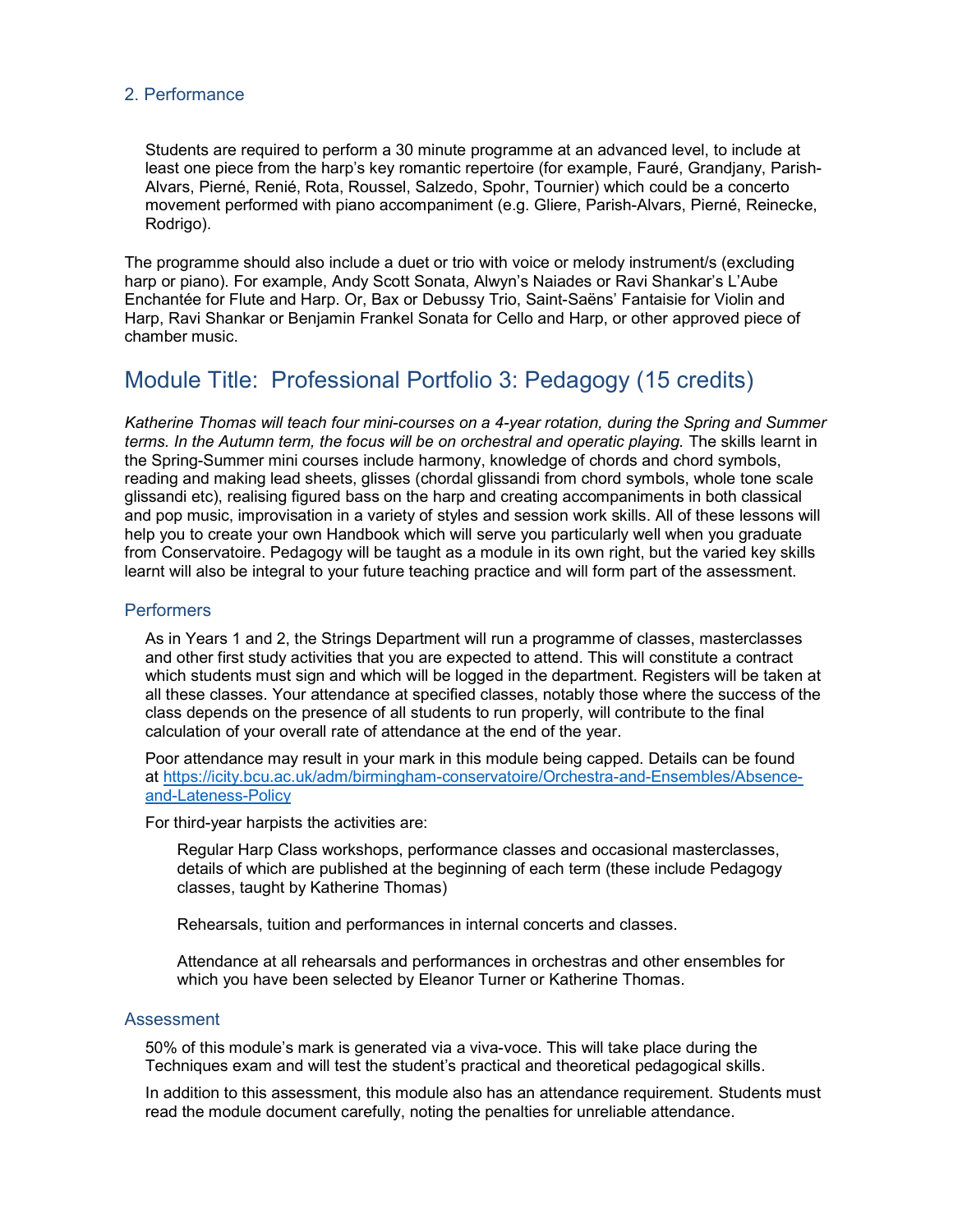### 2. Performance

Students are required to perform a 30 minute programme at an advanced level, to include at least one piece from the harp's key romantic repertoire (for example, Fauré, Grandjany, Parish-Alvars, Pierné, Renié, Rota, Roussel, Salzedo, Spohr, Tournier) which could be a concerto movement performed with piano accompaniment (e.g. Gliere, Parish-Alvars, Pierné, Reinecke, Rodrigo).

The programme should also include a duet or trio with voice or melody instrument/s (excluding harp or piano). For example, Andy Scott Sonata, Alwyn's Naiades or Ravi Shankar's L'Aube Enchantée for Flute and Harp. Or, Bax or Debussy Trio, Saint-Saëns' Fantaisie for Violin and Harp, Ravi Shankar or Benjamin Frankel Sonata for Cello and Harp, or other approved piece of chamber music.

## Module Title: Professional Portfolio 3: Pedagogy (15 credits)

*Katherine Thomas will teach four mini-courses on a 4-year rotation, during the Spring and Summer terms. In the Autumn term, the focus will be on orchestral and operatic playing.* The skills learnt in the Spring-Summer mini courses include harmony, knowledge of chords and chord symbols, reading and making lead sheets, glisses (chordal glissandi from chord symbols, whole tone scale glissandi etc), realising figured bass on the harp and creating accompaniments in both classical and pop music, improvisation in a variety of styles and session work skills. All of these lessons will help you to create your own Handbook which will serve you particularly well when you graduate from Conservatoire. Pedagogy will be taught as a module in its own right, but the varied key skills learnt will also be integral to your future teaching practice and will form part of the assessment.

### Performers

As in Years 1 and 2, the Strings Department will run a programme of classes, masterclasses and other first study activities that you are expected to attend. This will constitute a contract which students must sign and which will be logged in the department. Registers will be taken at all these classes. Your attendance at specified classes, notably those where the success of the class depends on the presence of all students to run properly, will contribute to the final calculation of your overall rate of attendance at the end of the year.

Poor attendance may result in your mark in this module being capped. Details can be found at [https://icity.bcu.ac.uk/adm/birmingham-conservatoire/Orchestra-and-Ensembles/Absence-and-Lateness-Policy](https://icity.bcu.ac.uk/adm/birmingham-conservatoire/Orchestra-and-Ensembles/Absence-and-Lateness-Policy)

For third-year harpists the activities are:

Regular Harp Class workshops, performance classes and occasional masterclasses, details of which are published at the beginning of each term (these include Pedagogy classes, taught by Katherine Thomas)

Rehearsals, tuition and performances in internal concerts and classes.

Attendance at all rehearsals and performances in orchestras and other ensembles for which you have been selected by Eleanor Turner or Katherine Thomas.

### Assessment

50% of this module's mark is generated via a viva-voce. This will take place during the Techniques exam and will test the student's practical and theoretical pedagogical skills.

In addition to this assessment, this module also has an attendance requirement. Students must read the module document carefully, noting the penalties for unreliable attendance.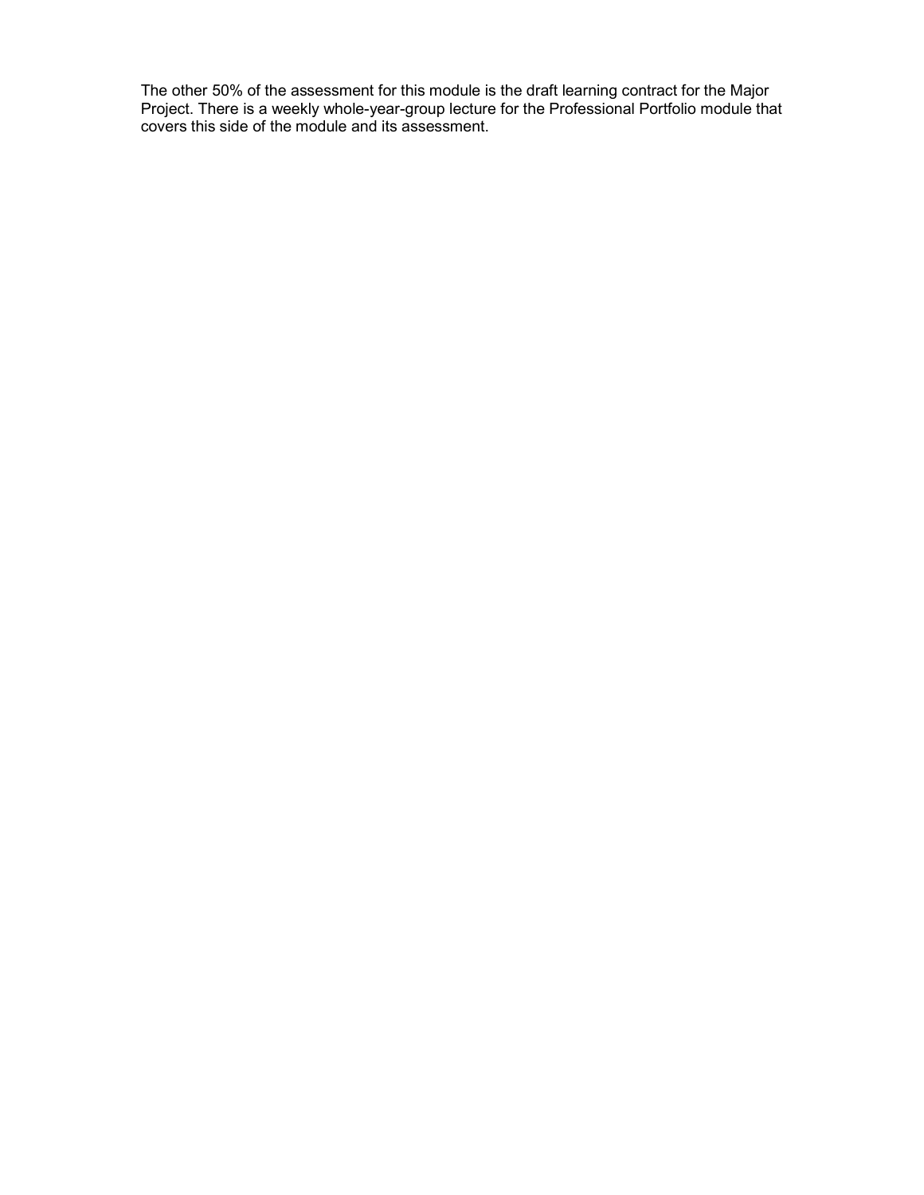The other 50% of the assessment for this module is the draft learning contract for the Major Project. There is a weekly whole-year-group lecture for the Professional Portfolio module that covers this side of the module and its assessment.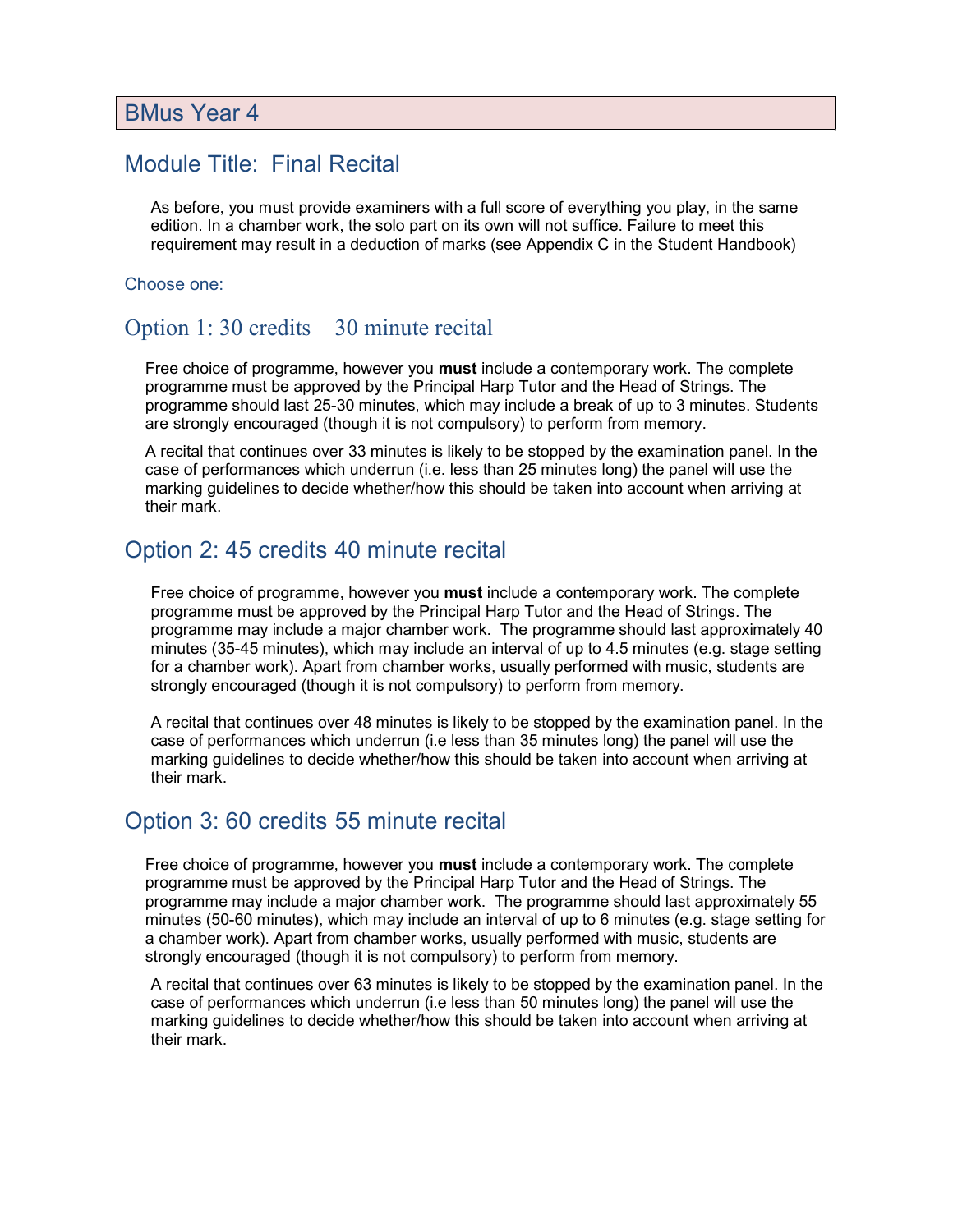## BMus Year 4

## Module Title: Final Recital

As before, you must provide examiners with a full score of everything you play, in the same edition. In a chamber work, the solo part on its own will not suffice. Failure to meet this requirement may result in a deduction of marks (see Appendix C in the Student Handbook)

Choose one:

### Option 1: 30 credits 30 minute recital

Free choice of programme, however you **must** include a contemporary work. The complete programme must be approved by the Principal Harp Tutor and the Head of Strings. The programme should last 25-30 minutes, which may include a break of up to 3 minutes. Students are strongly encouraged (though it is not compulsory) to perform from memory.

A recital that continues over 33 minutes is likely to be stopped by the examination panel. In the case of performances which underrun (i.e. less than 25 minutes long) the panel will use the marking guidelines to decide whether/how this should be taken into account when arriving at their mark.

### Option 2: 45 credits 40 minute recital

Free choice of programme, however you **must** include a contemporary work. The complete programme must be approved by the Principal Harp Tutor and the Head of Strings. The programme may include a major chamber work. The programme should last approximately 40 minutes (35-45 minutes), which may include an interval of up to 4.5 minutes (e.g. stage setting for a chamber work). Apart from chamber works, usually performed with music, students are strongly encouraged (though it is not compulsory) to perform from memory.

A recital that continues over 48 minutes is likely to be stopped by the examination panel. In the case of performances which underrun (i.e less than 35 minutes long) the panel will use the marking guidelines to decide whether/how this should be taken into account when arriving at their mark.

### Option 3: 60 credits 55 minute recital

Free choice of programme, however you **must** include a contemporary work. The complete programme must be approved by the Principal Harp Tutor and the Head of Strings. The programme may include a major chamber work. The programme should last approximately 55 minutes (50-60 minutes), which may include an interval of up to 6 minutes (e.g. stage setting for a chamber work). Apart from chamber works, usually performed with music, students are strongly encouraged (though it is not compulsory) to perform from memory.

A recital that continues over 63 minutes is likely to be stopped by the examination panel. In the case of performances which underrun (i.e less than 50 minutes long) the panel will use the marking guidelines to decide whether/how this should be taken into account when arriving at their mark.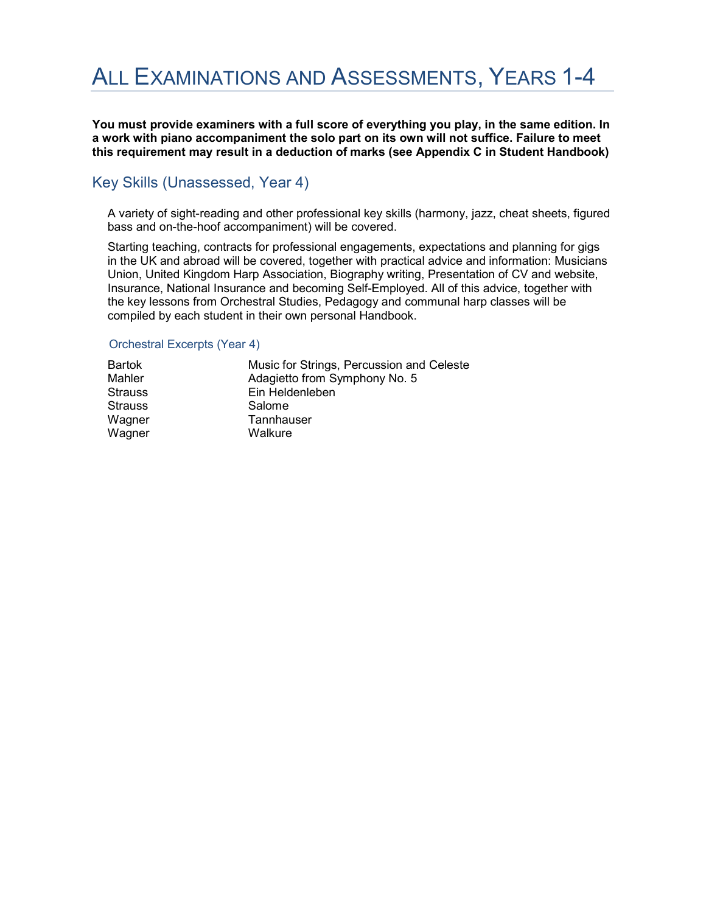# All Examinations and Assessments, Years 1-4

**You must provide examiners with a full score of everything you play, in the same edition. In a work with piano accompaniment the solo part on its own will not suffice. Failure to meet this requirement may result in a deduction of marks (see Appendix C in Student Handbook)**

## Key Skills (Unassessed, Year 4)

A variety of sight-reading and other professional key skills (harmony, jazz, cheat sheets, figured bass and on-the-hoof accompaniment) will be covered.

Starting teaching, contracts for professional engagements, expectations and planning for gigs in the UK and abroad will be covered, together with practical advice and information: Musicians Union, United Kingdom Harp Association, Biography writing, Presentation of CV and website, Insurance, National Insurance and becoming Self-Employed. All of this advice, together with the key lessons from Orchestral Studies, Pedagogy and communal harp classes will be compiled by each student in their own personal Handbook.

### Orchestral Excerpts (Year 4)

| | |
|---|---|
| Bartok | Music for Strings, Percussion and Celeste |
| Mahler | Adagietto from Symphony No. 5 |
| Strauss | Ein Heldenleben |
| Strauss | Salome |
| Wagner | Tannhauser |
| Wagner | Walkure |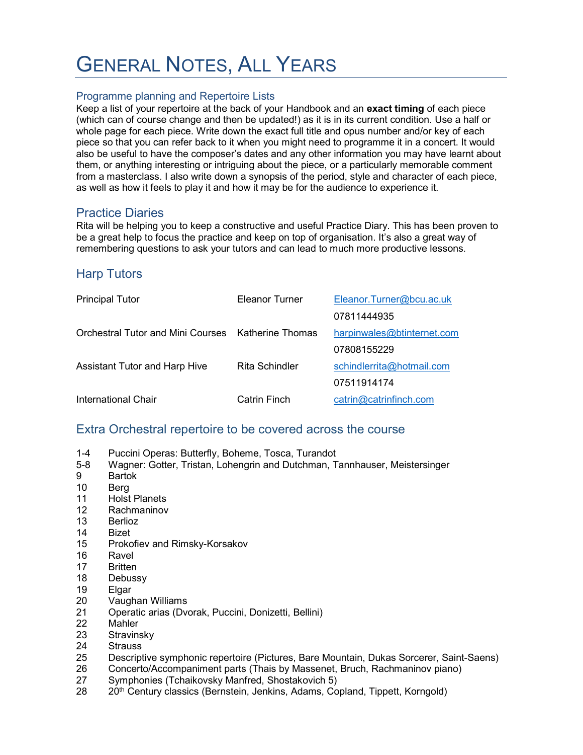# General Notes, All Years

## Programme planning and Repertoire Lists

Keep a list of your repertoire at the back of your Handbook and an **exact timing** of each piece (which can of course change and then be updated!) as it is in its current condition. Use a half or whole page for each piece. Write down the exact full title and opus number and/or key of each piece so that you can refer back to it when you might need to programme it in a concert. It would also be useful to have the composer's dates and any other information you may have learnt about them, or anything interesting or intriguing about the piece, or a particularly memorable comment from a masterclass. I also write down a synopsis of the period, style and character of each piece, as well as how it feels to play it and how it may be for the audience to experience it.

## Practice Diaries

Rita will be helping you to keep a constructive and useful Practice Diary. This has been proven to be a great help to focus the practice and keep on top of organisation. It's also a great way of remembering questions to ask your tutors and can lead to much more productive lessons.

## Harp Tutors

| | | |
|---|---|---|
| Principal Tutor | Eleanor Turner | Eleanor.Turner@bcu.ac.uk |
| | | 07811444935 |
| Orchestral Tutor and Mini Courses | Katherine Thomas | harpinwales@btinternet.com |
| | | 07808155229 |
| Assistant Tutor and Harp Hive | Rita Schindler | schindlerrita@hotmail.com |
| | | 07511914174 |
| International Chair | Catrin Finch | catrin@catrinfinch.com |

## Extra Orchestral repertoire to be covered across the course

| | |
|---|---|
| 1-4 | Puccini Operas: Butterfly, Boheme, Tosca, Turandot |
| 5-8 | Wagner: Gotter, Tristan, Lohengrin and Dutchman, Tannhauser, Meistersinger |
| 9 | Bartok |
| 10 | Berg |
| 11 | Holst Planets |
| 12 | Rachmaninov |
| 13 | Berlioz |
| 14 | Bizet |
| 15 | Prokofiev and Rimsky-Korsakov |
| 16 | Ravel |
| 17 | Britten |
| 18 | Debussy |
| 19 | Elgar |
| 20 | Vaughan Williams |
| 21 | Operatic arias (Dvorak, Puccini, Donizetti, Bellini) |
| 22 | Mahler |
| 23 | Stravinsky |
| 24 | Strauss |
| 25 | Descriptive symphonic repertoire (Pictures, Bare Mountain, Dukas Sorcerer, Saint-Saens) |
| 26 | Concerto/Accompaniment parts (Thais by Massenet, Bruch, Rachmaninov piano) |
| 27 | Symphonies (Tchaikovsky Manfred, Shostakovich 5) |
| 28 | 20th Century classics (Bernstein, Jenkins, Adams, Copland, Tippett, Korngold) |